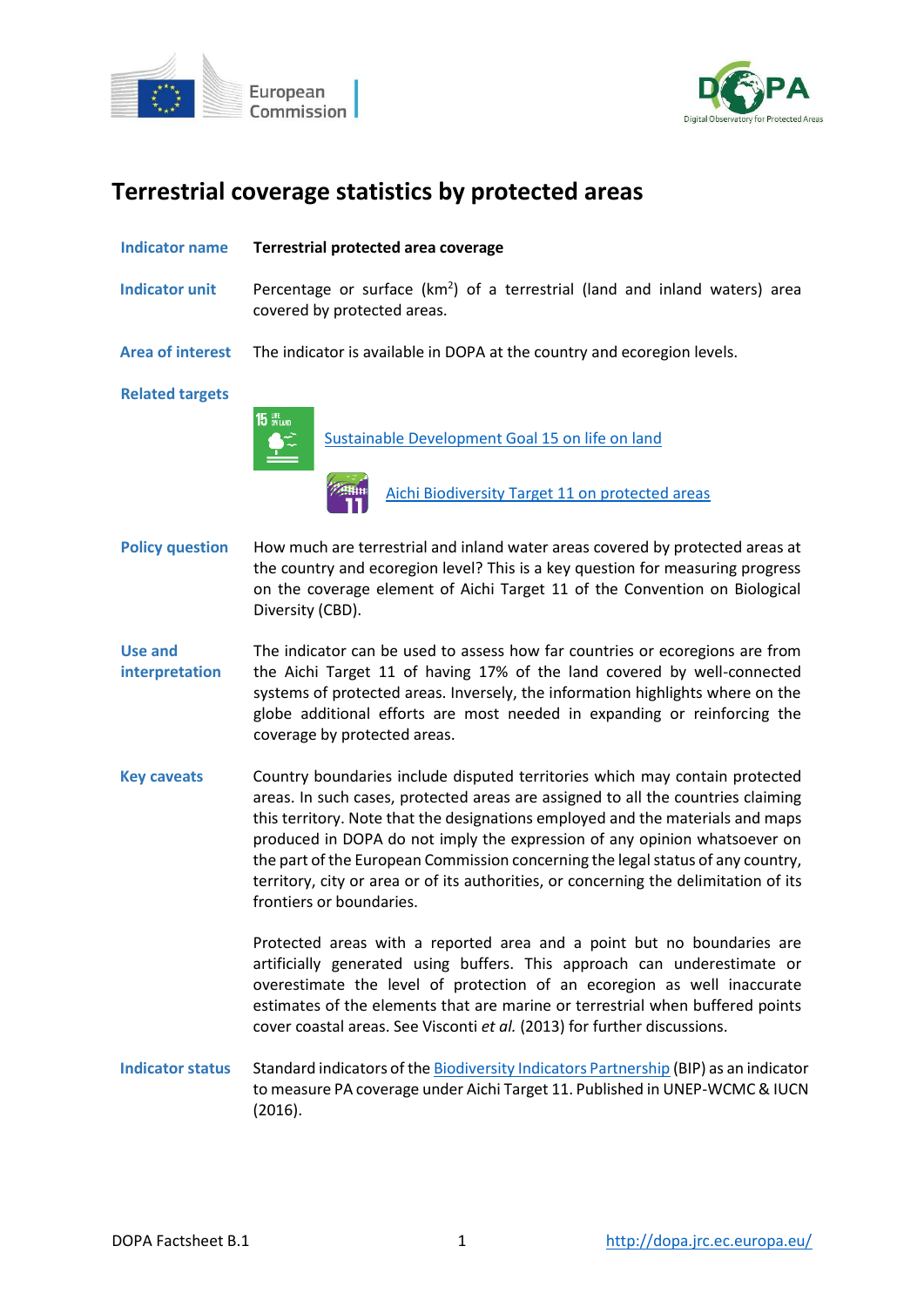# Terrestrial coverage statistics by protected areas

**Indicator name** **Terrestrial protected area coverage**

**Indicator unit** Percentage or surface (km$^2$) of a terrestrial (land and inland waters) area covered by protected areas.

**Area of interest** The indicator is available in DOPA at the country and ecoregion levels.

**Related targets**

Sustainable Development Goal 15 on life on land

Aichi Biodiversity Target 11 on protected areas

**Policy question** How much are terrestrial and inland water areas covered by protected areas at the country and ecoregion level? This is a key question for measuring progress on the coverage element of Aichi Target 11 of the Convention on Biological Diversity (CBD).

**Use and interpretation** The indicator can be used to assess how far countries or ecoregions are from the Aichi Target 11 of having 17% of the land covered by well-connected systems of protected areas. Inversely, the information highlights where on the globe additional efforts are most needed in expanding or reinforcing the coverage by protected areas.

**Key caveats** Country boundaries include disputed territories which may contain protected areas. In such cases, protected areas are assigned to all the countries claiming this territory. Note that the designations employed and the materials and maps produced in DOPA do not imply the expression of any opinion whatsoever on the part of the European Commission concerning the legal status of any country, territory, city or area or of its authorities, or concerning the delimitation of its frontiers or boundaries.

Protected areas with a reported area and a point but no boundaries are artificially generated using buffers. This approach can underestimate or overestimate the level of protection of an ecoregion as well inaccurate estimates of the elements that are marine or terrestrial when buffered points cover coastal areas. See Visconti *et al.* (2013) for further discussions.

**Indicator status** Standard indicators of the Biodiversity Indicators Partnership (BIP) as an indicator to measure PA coverage under Aichi Target 11. Published in UNEP-WCMC & IUCN (2016).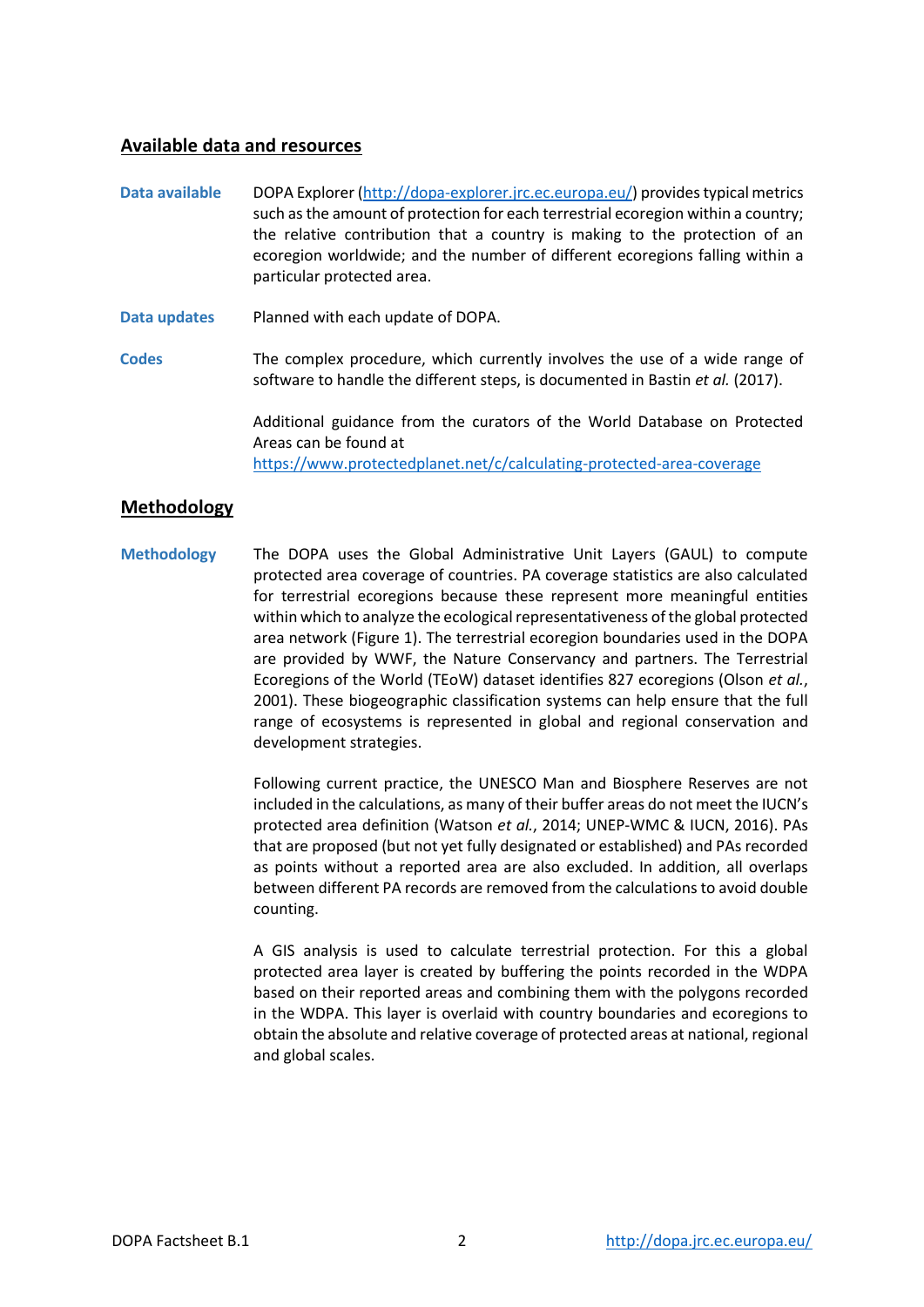## Available data and resources

**Data available**

DOPA Explorer (http://dopa-explorer.jrc.ec.europa.eu/) provides typical metrics such as the amount of protection for each terrestrial ecoregion within a country; the relative contribution that a country is making to the protection of an ecoregion worldwide; and the number of different ecoregions falling within a particular protected area.

**Data updates**

Planned with each update of DOPA.

**Codes**

The complex procedure, which currently involves the use of a wide range of software to handle the different steps, is documented in Bastin *et al.* (2017).

Additional guidance from the curators of the World Database on Protected Areas can be found at https://www.protectedplanet.net/c/calculating-protected-area-coverage

## Methodology

**Methodology**

The DOPA uses the Global Administrative Unit Layers (GAUL) to compute protected area coverage of countries. PA coverage statistics are also calculated for terrestrial ecoregions because these represent more meaningful entities within which to analyze the ecological representativeness of the global protected area network (Figure 1). The terrestrial ecoregion boundaries used in the DOPA are provided by WWF, the Nature Conservancy and partners. The Terrestrial Ecoregions of the World (TEoW) dataset identifies 827 ecoregions (Olson *et al.*, 2001). These biogeographic classification systems can help ensure that the full range of ecosystems is represented in global and regional conservation and development strategies.

Following current practice, the UNESCO Man and Biosphere Reserves are not included in the calculations, as many of their buffer areas do not meet the IUCN's protected area definition (Watson *et al.*, 2014; UNEP-WMC & IUCN, 2016). PAs that are proposed (but not yet fully designated or established) and PAs recorded as points without a reported area are also excluded. In addition, all overlaps between different PA records are removed from the calculations to avoid double counting.

A GIS analysis is used to calculate terrestrial protection. For this a global protected area layer is created by buffering the points recorded in the WDPA based on their reported areas and combining them with the polygons recorded in the WDPA. This layer is overlaid with country boundaries and ecoregions to obtain the absolute and relative coverage of protected areas at national, regional and global scales.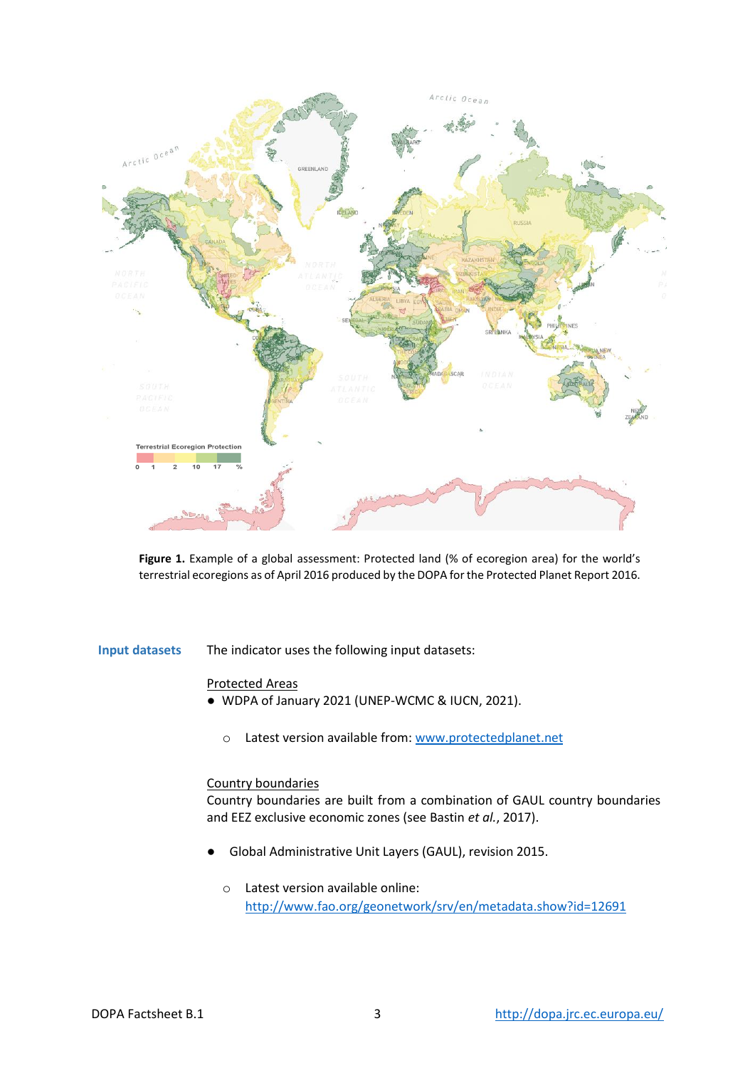**Figure 1.** Example of a global assessment: Protected land (% of ecoregion area) for the world's terrestrial ecoregions as of April 2016 produced by the DOPA for the Protected Planet Report 2016.

**Input datasets**

The indicator uses the following input datasets:

Protected Areas

- WDPA of January 2021 (UNEP-WCMC & IUCN, 2021).
  - Latest version available from: [www.protectedplanet.net](http://www.protectedplanet.net)

Country boundaries

Country boundaries are built from a combination of GAUL country boundaries and EEZ exclusive economic zones (see Bastin *et al.*, 2017).

- Global Administrative Unit Layers (GAUL), revision 2015.
  - Latest version available online: [http://www.fao.org/geonetwork/srv/en/metadata.show?id=12691](http://www.fao.org/geonetwork/srv/en/metadata.show?id=12691)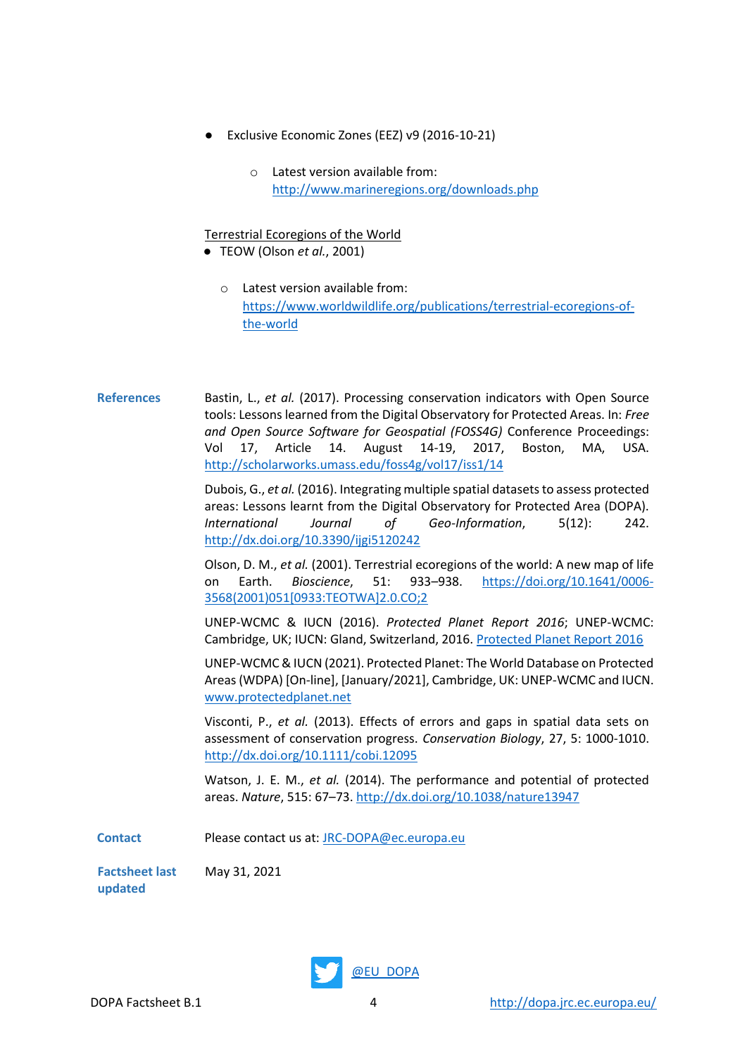- Exclusive Economic Zones (EEZ) v9 (2016-10-21)
    - Latest version available from: http://www.marineregions.org/downloads.php

Terrestrial Ecoregions of the World

- TEOW (Olson *et al.*, 2001)
    - Latest version available from: https://www.worldwildlife.org/publications/terrestrial-ecoregions-of-the-world

**References**

Bastin, L., *et al.* (2017). Processing conservation indicators with Open Source tools: Lessons learned from the Digital Observatory for Protected Areas. In: *Free and Open Source Software for Geospatial (FOSS4G)* Conference Proceedings: Vol 17, Article 14. August 14-19, 2017, Boston, MA, USA. http://scholarworks.umass.edu/foss4g/vol17/iss1/14

Dubois, G., *et al.* (2016). Integrating multiple spatial datasets to assess protected areas: Lessons learnt from the Digital Observatory for Protected Area (DOPA). *International Journal of Geo-Information*, 5(12): 242. http://dx.doi.org/10.3390/ijgi5120242

Olson, D. M., *et al.* (2001). Terrestrial ecoregions of the world: A new map of life on Earth. *Bioscience*, 51: 933–938. https://doi.org/10.1641/0006-3568(2001)051[0933:TEOTWA]2.0.CO;2

UNEP-WCMC & IUCN (2016). *Protected Planet Report 2016*; UNEP-WCMC: Cambridge, UK; IUCN: Gland, Switzerland, 2016. Protected Planet Report 2016

UNEP-WCMC & IUCN (2021). Protected Planet: The World Database on Protected Areas (WDPA) [On-line], [January/2021], Cambridge, UK: UNEP-WCMC and IUCN. www.protectedplanet.net

Visconti, P., *et al.* (2013). Effects of errors and gaps in spatial data sets on assessment of conservation progress. *Conservation Biology*, 27, 5: 1000-1010. http://dx.doi.org/10.1111/cobi.12095

Watson, J. E. M., *et al.* (2014). The performance and potential of protected areas. *Nature*, 515: 67–73. http://dx.doi.org/10.1038/nature13947

**Contact**

Please contact us at: JRC-DOPA@ec.europa.eu

**Factsheet last updated**

May 31, 2021

@EU_DOPA